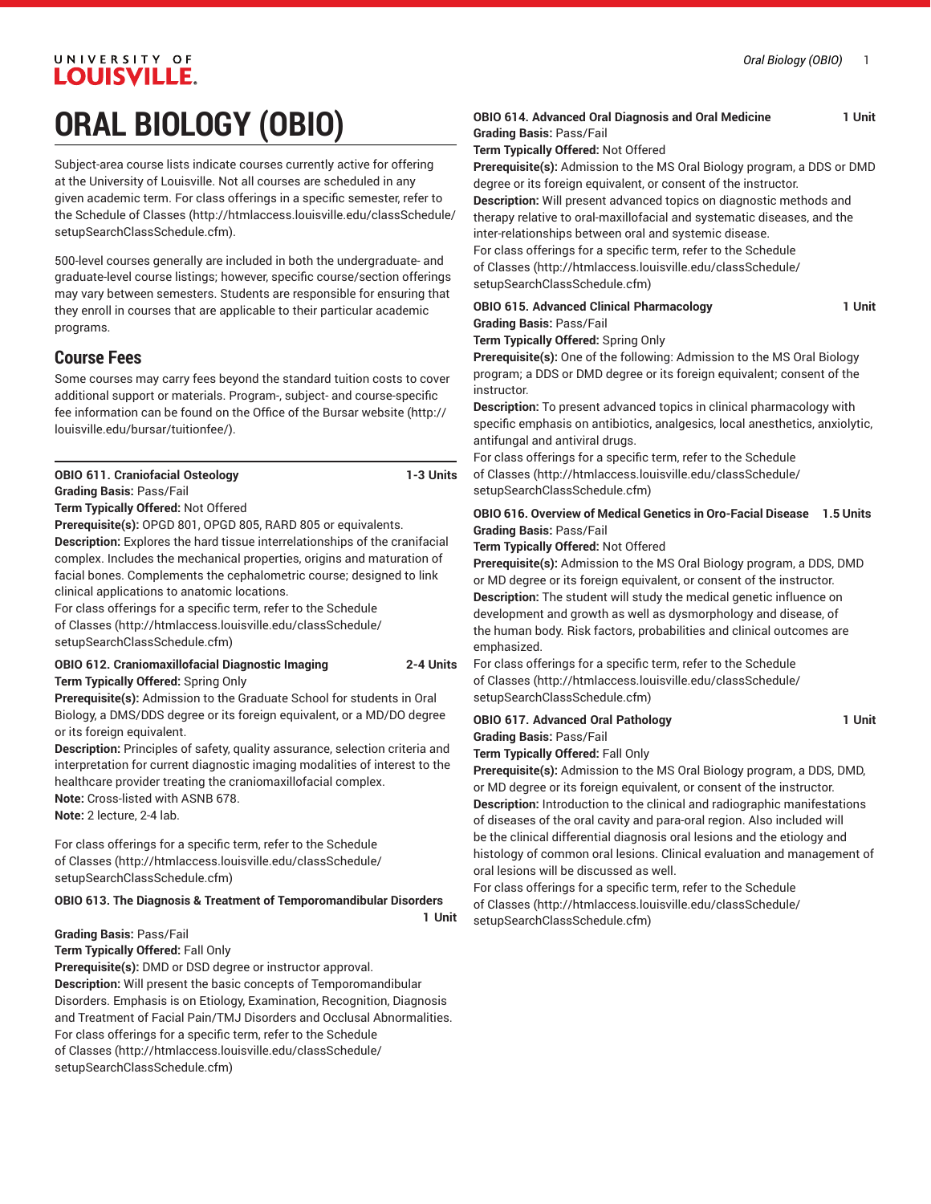# ORAL BIOLOGY (OBIO)

Subject-area course lists indicate courses currently active for offering at the University of Louisville. Not all courses are scheduled in any given academic term. For class offerings in a specific semester, refer to the Schedule of Classes (http://htmlaccess.louisville.edu/classSchedule/setupSearchClassSchedule.cfm).

500-level courses generally are included in both the undergraduate- and graduate-level course listings; however, specific course/section offerings may vary between semesters. Students are responsible for ensuring that they enroll in courses that are applicable to their particular academic programs.

## Course Fees

Some courses may carry fees beyond the standard tuition costs to cover additional support or materials. Program-, subject- and course-specific fee information can be found on the Office of the Bursar website (http://louisville.edu/bursar/tuitionfee/).

**OBIO 611. Craniofacial Osteology 1-3 Units**
**Grading Basis:** Pass/Fail
**Term Typically Offered:** Not Offered
**Prerequisite(s):** OPGD 801, OPGD 805, RARD 805 or equivalents.
**Description:** Explores the hard tissue interrelationships of the cranifacial complex. Includes the mechanical properties, origins and maturation of facial bones. Complements the cephalometric course; designed to link clinical applications to anatomic locations.
For class offerings for a specific term, refer to the Schedule of Classes (http://htmlaccess.louisville.edu/classSchedule/setupSearchClassSchedule.cfm)

**OBIO 612. Craniomaxillofacial Diagnostic Imaging 2-4 Units**
**Term Typically Offered:** Spring Only
**Prerequisite(s):** Admission to the Graduate School for students in Oral Biology, a DMS/DDS degree or its foreign equivalent, or a MD/DO degree or its foreign equivalent.
**Description:** Principles of safety, quality assurance, selection criteria and interpretation for current diagnostic imaging modalities of interest to the healthcare provider treating the craniomaxillofacial complex.
**Note:** Cross-listed with ASNB 678.
**Note:** 2 lecture, 2-4 lab.

For class offerings for a specific term, refer to the Schedule of Classes (http://htmlaccess.louisville.edu/classSchedule/setupSearchClassSchedule.cfm)

**OBIO 613. The Diagnosis & Treatment of Temporomandibular Disorders 1 Unit**
**Grading Basis:** Pass/Fail
**Term Typically Offered:** Fall Only
**Prerequisite(s):** DMD or DSD degree or instructor approval.
**Description:** Will present the basic concepts of Temporomandibular Disorders. Emphasis is on Etiology, Examination, Recognition, Diagnosis and Treatment of Facial Pain/TMJ Disorders and Occlusal Abnormalities.
For class offerings for a specific term, refer to the Schedule of Classes (http://htmlaccess.louisville.edu/classSchedule/setupSearchClassSchedule.cfm)

**OBIO 614. Advanced Oral Diagnosis and Oral Medicine 1 Unit**
**Grading Basis:** Pass/Fail
**Term Typically Offered:** Not Offered
**Prerequisite(s):** Admission to the MS Oral Biology program, a DDS or DMD degree or its foreign equivalent, or consent of the instructor.
**Description:** Will present advanced topics on diagnostic methods and therapy relative to oral-maxillofacial and systematic diseases, and the inter-relationships between oral and systemic disease.
For class offerings for a specific term, refer to the Schedule of Classes (http://htmlaccess.louisville.edu/classSchedule/setupSearchClassSchedule.cfm)

**OBIO 615. Advanced Clinical Pharmacology 1 Unit**
**Grading Basis:** Pass/Fail
**Term Typically Offered:** Spring Only
**Prerequisite(s):** One of the following: Admission to the MS Oral Biology program; a DDS or DMD degree or its foreign equivalent; consent of the instructor.
**Description:** To present advanced topics in clinical pharmacology with specific emphasis on antibiotics, analgesics, local anesthetics, anxiolytic, antifungal and antiviral drugs.
For class offerings for a specific term, refer to the Schedule of Classes (http://htmlaccess.louisville.edu/classSchedule/setupSearchClassSchedule.cfm)

**OBIO 616. Overview of Medical Genetics in Oro-Facial Disease 1.5 Units**
**Grading Basis:** Pass/Fail
**Term Typically Offered:** Not Offered
**Prerequisite(s):** Admission to the MS Oral Biology program, a DDS, DMD or MD degree or its foreign equivalent, or consent of the instructor.
**Description:** The student will study the medical genetic influence on development and growth as well as dysmorphology and disease, of the human body. Risk factors, probabilities and clinical outcomes are emphasized.
For class offerings for a specific term, refer to the Schedule of Classes (http://htmlaccess.louisville.edu/classSchedule/setupSearchClassSchedule.cfm)

**OBIO 617. Advanced Oral Pathology 1 Unit**
**Grading Basis:** Pass/Fail
**Term Typically Offered:** Fall Only
**Prerequisite(s):** Admission to the MS Oral Biology program, a DDS, DMD, or MD degree or its foreign equivalent, or consent of the instructor.
**Description:** Introduction to the clinical and radiographic manifestations of diseases of the oral cavity and para-oral region. Also included will be the clinical differential diagnosis oral lesions and the etiology and histology of common oral lesions. Clinical evaluation and management of oral lesions will be discussed as well.
For class offerings for a specific term, refer to the Schedule of Classes (http://htmlaccess.louisville.edu/classSchedule/setupSearchClassSchedule.cfm)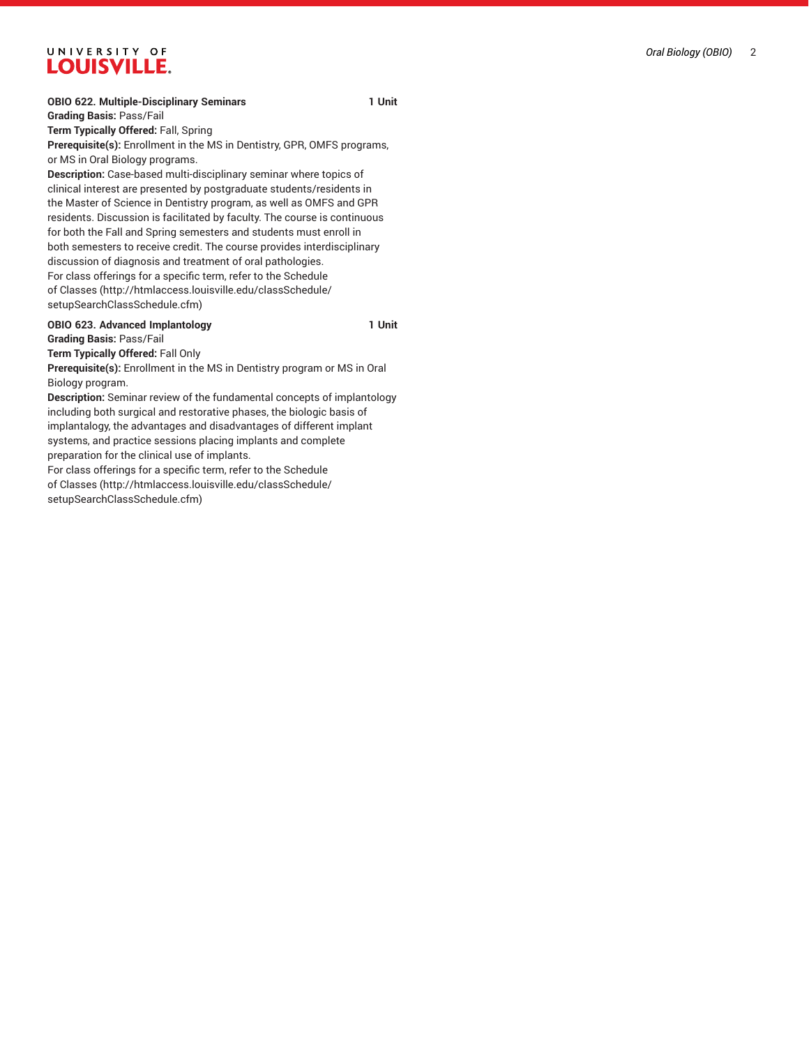**OBIO 622. Multiple-Disciplinary Seminars** **1 Unit**

**Grading Basis:** Pass/Fail

**Term Typically Offered:** Fall, Spring

**Prerequisite(s):** Enrollment in the MS in Dentistry, GPR, OMFS programs, or MS in Oral Biology programs.

**Description:** Case-based multi-disciplinary seminar where topics of clinical interest are presented by postgraduate students/residents in the Master of Science in Dentistry program, as well as OMFS and GPR residents. Discussion is facilitated by faculty. The course is continuous for both the Fall and Spring semesters and students must enroll in both semesters to receive credit. The course provides interdisciplinary discussion of diagnosis and treatment of oral pathologies.

For class offerings for a specific term, refer to the Schedule of Classes (http://htmlaccess.louisville.edu/classSchedule/setupSearchClassSchedule.cfm)

**OBIO 623. Advanced Implantology** **1 Unit**

**Grading Basis:** Pass/Fail

**Term Typically Offered:** Fall Only

**Prerequisite(s):** Enrollment in the MS in Dentistry program or MS in Oral Biology program.

**Description:** Seminar review of the fundamental concepts of implantology including both surgical and restorative phases, the biologic basis of implantalogy, the advantages and disadvantages of different implant systems, and practice sessions placing implants and complete preparation for the clinical use of implants.

For class offerings for a specific term, refer to the Schedule of Classes (http://htmlaccess.louisville.edu/classSchedule/setupSearchClassSchedule.cfm)